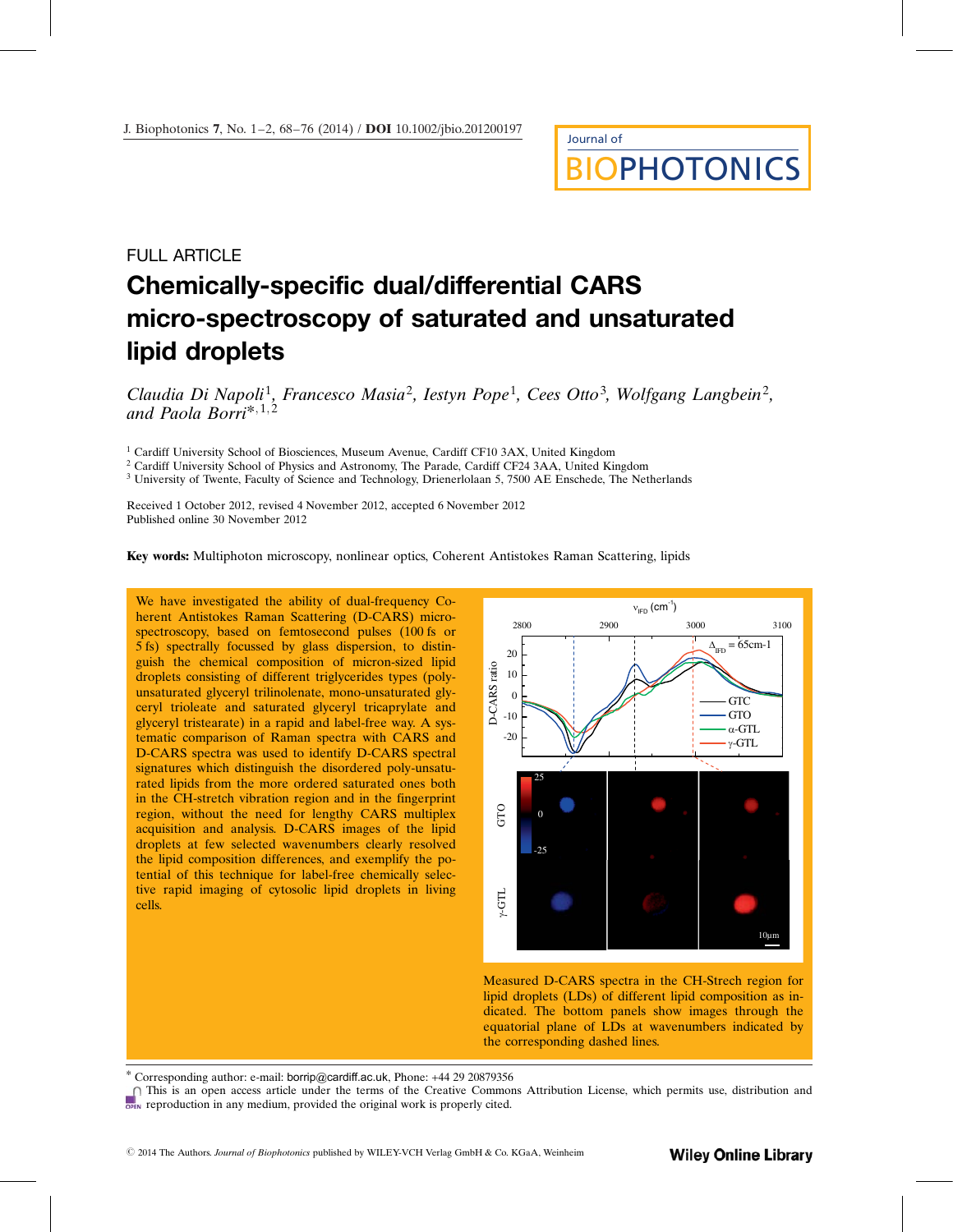FULL ARTICLE

# Chemically-specific dual/differential CARS micro-spectroscopy of saturated and unsaturated lipid droplets

*Claudia Di Napoli*[1], *Francesco Masia*[2], *Iestyn Pope*[1], *Cees Otto*[3], *Wolfgang Langbein*[2], *and Paola Borri*[*,1,2]

[1] Cardiff University School of Biosciences, Museum Avenue, Cardiff CF10 3AX, United Kingdom
[2] Cardiff University School of Physics and Astronomy, The Parade, Cardiff CF24 3AA, United Kingdom
[3] University of Twente, Faculty of Science and Technology, Drienerlolaan 5, 7500 AE Enschede, The Netherlands

Received 1 October 2012, revised 4 November 2012, accepted 6 November 2012
Published online 30 November 2012

**Key words:** Multiphoton microscopy, nonlinear optics, Coherent Antistokes Raman Scattering, lipids

We have investigated the ability of dual-frequency Coherent Antistokes Raman Scattering (D-CARS) micro-spectroscopy, based on femtosecond pulses (100 fs or 5 fs) spectrally focussed by glass dispersion, to distinguish the chemical composition of micron-sized lipid droplets consisting of different triglycerides types (poly-unsaturated glyceryl trilinolenate, mono-unsaturated glyceryl trioleate and saturated glyceryl tricaprylate and glyceryl tristearate) in a rapid and label-free way. A systematic comparison of Raman spectra with CARS and D-CARS spectra was used to identify D-CARS spectral signatures which distinguish the disordered poly-unsaturated lipids from the more ordered saturated ones both in the CH-stretch vibration region and in the fingerprint region, without the need for lengthy CARS multiplex acquisition and analysis. D-CARS images of the lipid droplets at few selected wavenumbers clearly resolved the lipid composition differences, and exemplify the potential of this technique for label-free chemically selective rapid imaging of cytosolic lipid droplets in living cells.

Measured D-CARS spectra in the CH-Strech region for lipid droplets (LDs) of different lipid composition as indicated. The bottom panels show images through the equatorial plane of LDs at wavenumbers indicated by the corresponding dashed lines.

\* Corresponding author: e-mail: borrip@cardiff.ac.uk, Phone: +44 29 20879356

This is an open access article under the terms of the Creative Commons Attribution License, which permits use, distribution and reproduction in any medium, provided the original work is properly cited.

© 2014 The Authors. *Journal of Biophotonics* published by WILEY-VCH Verlag GmbH & Co. KGaA, Weinheim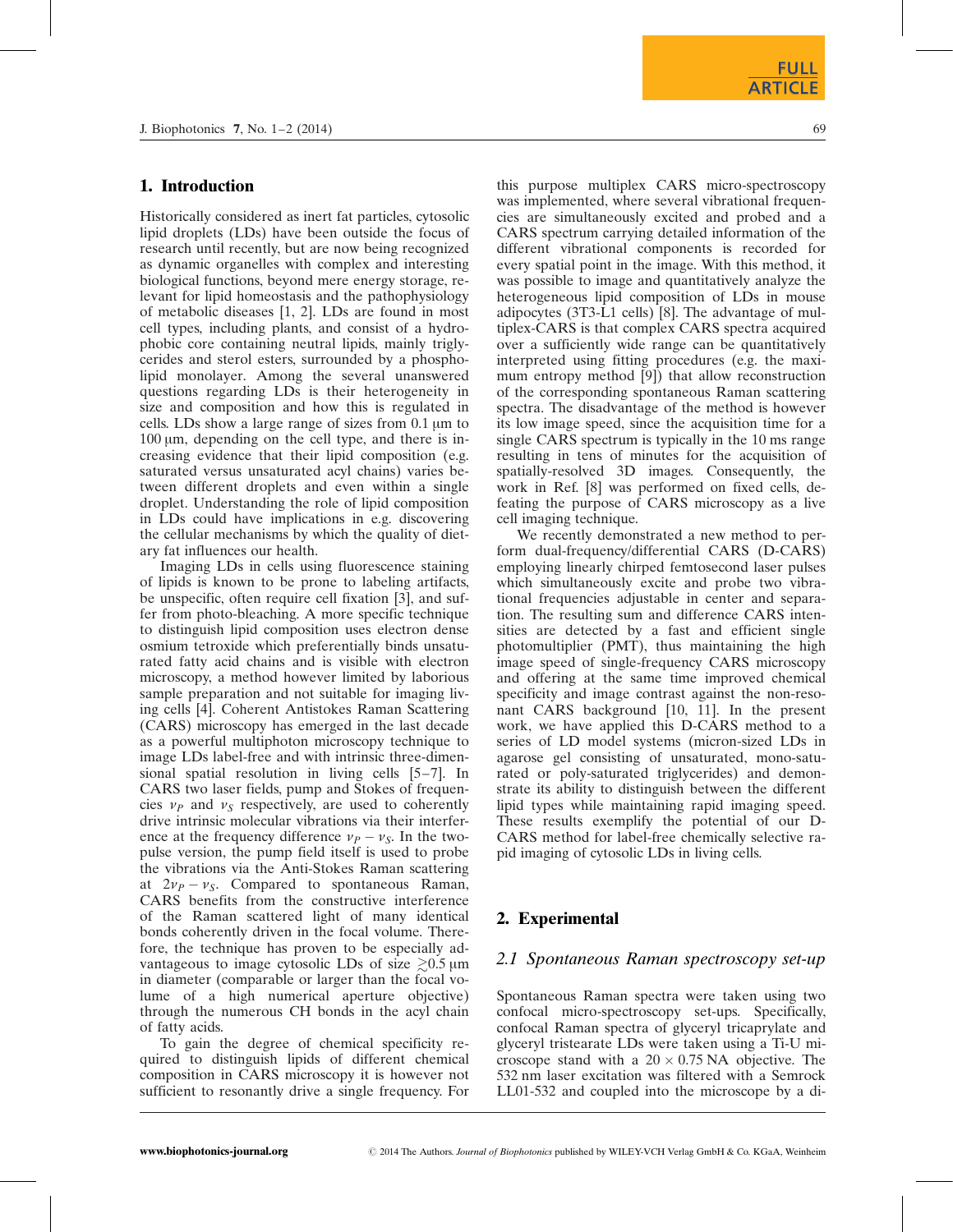## 1. Introduction

Historically considered as inert fat particles, cytosolic lipid droplets (LDs) have been outside the focus of research until recently, but are now being recognized as dynamic organelles with complex and interesting biological functions, beyond mere energy storage, relevant for lipid homeostasis and the pathophysiology of metabolic diseases [1, 2]. LDs are found in most cell types, including plants, and consist of a hydrophobic core containing neutral lipids, mainly triglycerides and sterol esters, surrounded by a phospholipid monolayer. Among the several unanswered questions regarding LDs is their heterogeneity in size and composition and how this is regulated in cells. LDs show a large range of sizes from 0.1 μm to 100 μm, depending on the cell type, and there is increasing evidence that their lipid composition (e.g. saturated versus unsaturated acyl chains) varies between different droplets and even within a single droplet. Understanding the role of lipid composition in LDs could have implications in e.g. discovering the cellular mechanisms by which the quality of dietary fat influences our health.

Imaging LDs in cells using fluorescence staining of lipids is known to be prone to labeling artifacts, be unspecific, often require cell fixation [3], and suffer from photo-bleaching. A more specific technique to distinguish lipid composition uses electron dense osmium tetroxide which preferentially binds unsaturated fatty acid chains and is visible with electron microscopy, a method however limited by laborious sample preparation and not suitable for imaging living cells [4]. Coherent Antistokes Raman Scattering (CARS) microscopy has emerged in the last decade as a powerful multiphoton microscopy technique to image LDs label-free and with intrinsic three-dimensional spatial resolution in living cells [5–7]. In CARS two laser fields, pump and Stokes of frequencies $\nu_P$ and $\nu_S$ respectively, are used to coherently drive intrinsic molecular vibrations via their interference at the frequency difference $\nu_P - \nu_S$. In the two-pulse version, the pump field itself is used to probe the vibrations via the Anti-Stokes Raman scattering at $2\nu_P - \nu_S$. Compared to spontaneous Raman, CARS benefits from the constructive interference of the Raman scattered light of many identical bonds coherently driven in the focal volume. Therefore, the technique has proven to be especially advantageous to image cytosolic LDs of size $\gtrsim 0.5$ μm in diameter (comparable or larger than the focal volume of a high numerical aperture objective) through the numerous CH bonds in the acyl chain of fatty acids.

To gain the degree of chemical specificity required to distinguish lipids of different chemical composition in CARS microscopy it is however not sufficient to resonantly drive a single frequency. For this purpose multiplex CARS micro-spectroscopy was implemented, where several vibrational frequencies are simultaneously excited and probed and a CARS spectrum carrying detailed information of the different vibrational components is recorded for every spatial point in the image. With this method, it was possible to image and quantitatively analyze the heterogeneous lipid composition of LDs in mouse adipocytes (3T3-L1 cells) [8]. The advantage of multiplex-CARS is that complex CARS spectra acquired over a sufficiently wide range can be quantitatively interpreted using fitting procedures (e.g. the maximum entropy method [9]) that allow reconstruction of the corresponding spontaneous Raman scattering spectra. The disadvantage of the method is however its low image speed, since the acquisition time for a single CARS spectrum is typically in the 10 ms range resulting in tens of minutes for the acquisition of spatially-resolved 3D images. Consequently, the work in Ref. [8] was performed on fixed cells, defeating the purpose of CARS microscopy as a live cell imaging technique.

We recently demonstrated a new method to perform dual-frequency/differential CARS (D-CARS) employing linearly chirped femtosecond laser pulses which simultaneously excite and probe two vibrational frequencies adjustable in center and separation. The resulting sum and difference CARS intensities are detected by a fast and efficient single photomultiplier (PMT), thus maintaining the high image speed of single-frequency CARS microscopy and offering at the same time improved chemical specificity and image contrast against the non-resonant CARS background [10, 11]. In the present work, we have applied this D-CARS method to a series of LD model systems (micron-sized LDs in agarose gel consisting of unsaturated, mono-saturated or poly-saturated triglycerides) and demonstrate its ability to distinguish between the different lipid types while maintaining rapid imaging speed. These results exemplify the potential of our D-CARS method for label-free chemically selective rapid imaging of cytosolic LDs in living cells.

## 2. Experimental

### 2.1 Spontaneous Raman spectroscopy set-up

Spontaneous Raman spectra were taken using two confocal micro-spectroscopy set-ups. Specifically, confocal Raman spectra of glyceryl tricaprylate and glyceryl tristearate LDs were taken using a Ti-U microscope stand with a $20 \times 0.75$ NA objective. The 532 nm laser excitation was filtered with a Semrock LL01-532 and coupled into the microscope by a di-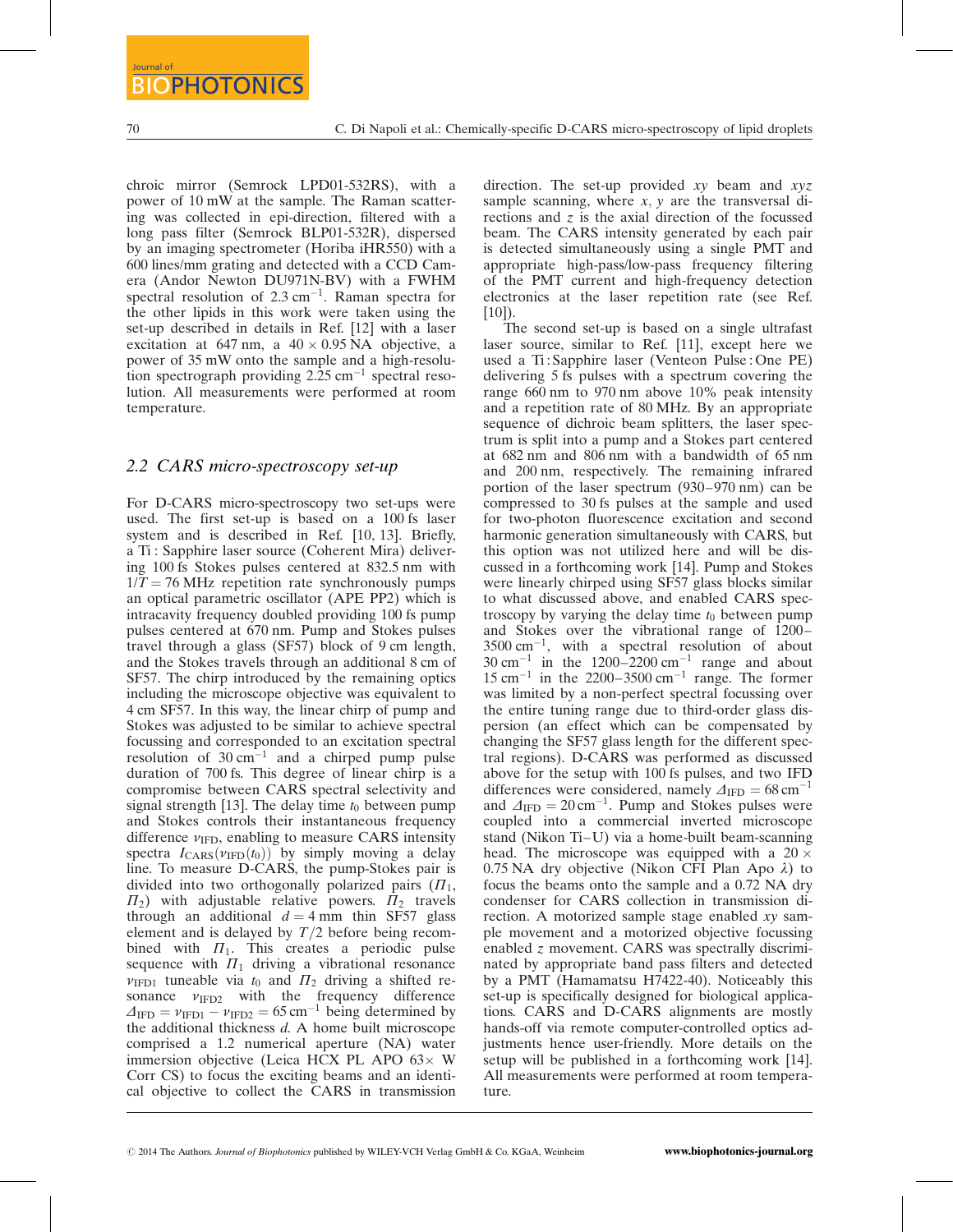chroic mirror (Semrock LPD01-532RS), with a power of 10 mW at the sample. The Raman scattering was collected in epi-direction, filtered with a long pass filter (Semrock BLP01-532R), dispersed by an imaging spectrometer (Horiba iHR550) with a 600 lines/mm grating and detected with a CCD Camera (Andor Newton DU971N-BV) with a FWHM spectral resolution of 2.3 $cm^{-1}$. Raman spectra for the other lipids in this work were taken using the set-up described in details in Ref. [12] with a laser excitation at 647 nm, a 40 × 0.95 NA objective, a power of 35 mW onto the sample and a high-resolution spectrograph providing 2.25 $cm^{-1}$ spectral resolution. All measurements were performed at room temperature.

### 2.2 CARS micro-spectroscopy set-up

For D-CARS micro-spectroscopy two set-ups were used. The first set-up is based on a 100 fs laser system and is described in Ref. [10, 13]. Briefly, a Ti : Sapphire laser source (Coherent Mira) delivering 100 fs Stokes pulses centered at 832.5 nm with $1/T = 76$ MHz repetition rate synchronously pumps an optical parametric oscillator (APE PP2) which is intracavity frequency doubled providing 100 fs pump pulses centered at 670 nm. Pump and Stokes pulses travel through a glass (SF57) block of 9 cm length, and the Stokes travels through an additional 8 cm of SF57. The chirp introduced by the remaining optics including the microscope objective was equivalent to 4 cm SF57. In this way, the linear chirp of pump and Stokes was adjusted to be similar to achieve spectral focussing and corresponded to an excitation spectral resolution of 30 $cm^{-1}$ and a chirped pump pulse duration of 700 fs. This degree of linear chirp is a compromise between CARS spectral selectivity and signal strength [13]. The delay time $t_0$ between pump and Stokes controls their instantaneous frequency difference $\nu_{IFD}$, enabling to measure CARS intensity spectra $I_{CARS}(\nu_{IFD}(t_0))$ by simply moving a delay line. To measure D-CARS, the pump-Stokes pair is divided into two orthogonally polarized pairs ($\Pi_1$, $\Pi_2$) with adjustable relative powers. $\Pi_2$ travels through an additional $d = 4$ mm thin SF57 glass element and is delayed by $T/2$ before being recombined with $\Pi_1$. This creates a periodic pulse sequence with $\Pi_1$ driving a vibrational resonance $\nu_{IFD1}$ tuneable via $t_0$ and $\Pi_2$ driving a shifted resonance $\nu_{IFD2}$ with the frequency difference $\Delta_{IFD} = \nu_{IFD1} - \nu_{IFD2} = 65$ $cm^{-1}$ being determined by the additional thickness $d$. A home built microscope comprised a 1.2 numerical aperture (NA) water immersion objective (Leica HCX PL APO 63× W Corr CS) to focus the exciting beams and an identical objective to collect the CARS in transmission direction. The set-up provided $xy$ beam and $xyz$ sample scanning, where $x$, $y$ are the transversal directions and $z$ is the axial direction of the focussed beam. The CARS intensity generated by each pair is detected simultaneously using a single PMT and appropriate high-pass/low-pass frequency filtering of the PMT current and high-frequency detection electronics at the laser repetition rate (see Ref. [10]).

The second set-up is based on a single ultrafast laser source, similar to Ref. [11], except here we used a Ti : Sapphire laser (Venteon Pulse : One PE) delivering 5 fs pulses with a spectrum covering the range 660 nm to 970 nm above 10% peak intensity and a repetition rate of 80 MHz. By an appropriate sequence of dichroic beam splitters, the laser spectrum is split into a pump and a Stokes part centered at 682 nm and 806 nm with a bandwidth of 65 nm and 200 nm, respectively. The remaining infrared portion of the laser spectrum (930–970 nm) can be compressed to 30 fs pulses at the sample and used for two-photon fluorescence excitation and second harmonic generation simultaneously with CARS, but this option was not utilized here and will be discussed in a forthcoming work [14]. Pump and Stokes were linearly chirped using SF57 glass blocks similar to what discussed above, and enabled CARS spectroscopy by varying the delay time $t_0$ between pump and Stokes over the vibrational range of 1200–3500 $cm^{-1}$, with a spectral resolution of about 30 $cm^{-1}$ in the 1200–2200 $cm^{-1}$ range and about 15 $cm^{-1}$ in the 2200–3500 $cm^{-1}$ range. The former was limited by a non-perfect spectral focussing over the entire tuning range due to third-order glass dispersion (an effect which can be compensated by changing the SF57 glass length for the different spectral regions). D-CARS was performed as discussed above for the setup with 100 fs pulses, and two IFD differences were considered, namely $\Delta_{IFD} = 68$ $cm^{-1}$ and $\Delta_{IFD} = 20$ $cm^{-1}$. Pump and Stokes were coupled into a commercial inverted microscope stand (Nikon Ti–U) via a home-built beam-scanning head. The microscope was equipped with a 20 × 0.75 NA dry objective (Nikon CFI Plan Apo $\lambda$) to focus the beams onto the sample and a 0.72 NA dry condenser for CARS collection in transmission direction. A motorized sample stage enabled $xy$ sample movement and a motorized objective focussing enabled $z$ movement. CARS was spectrally discriminated by appropriate band pass filters and detected by a PMT (Hamamatsu H7422-40). Noticeably this set-up is specifically designed for biological applications. CARS and D-CARS alignments are mostly hands-off via remote computer-controlled optics adjustments hence user-friendly. More details on the setup will be published in a forthcoming work [14]. All measurements were performed at room temperature.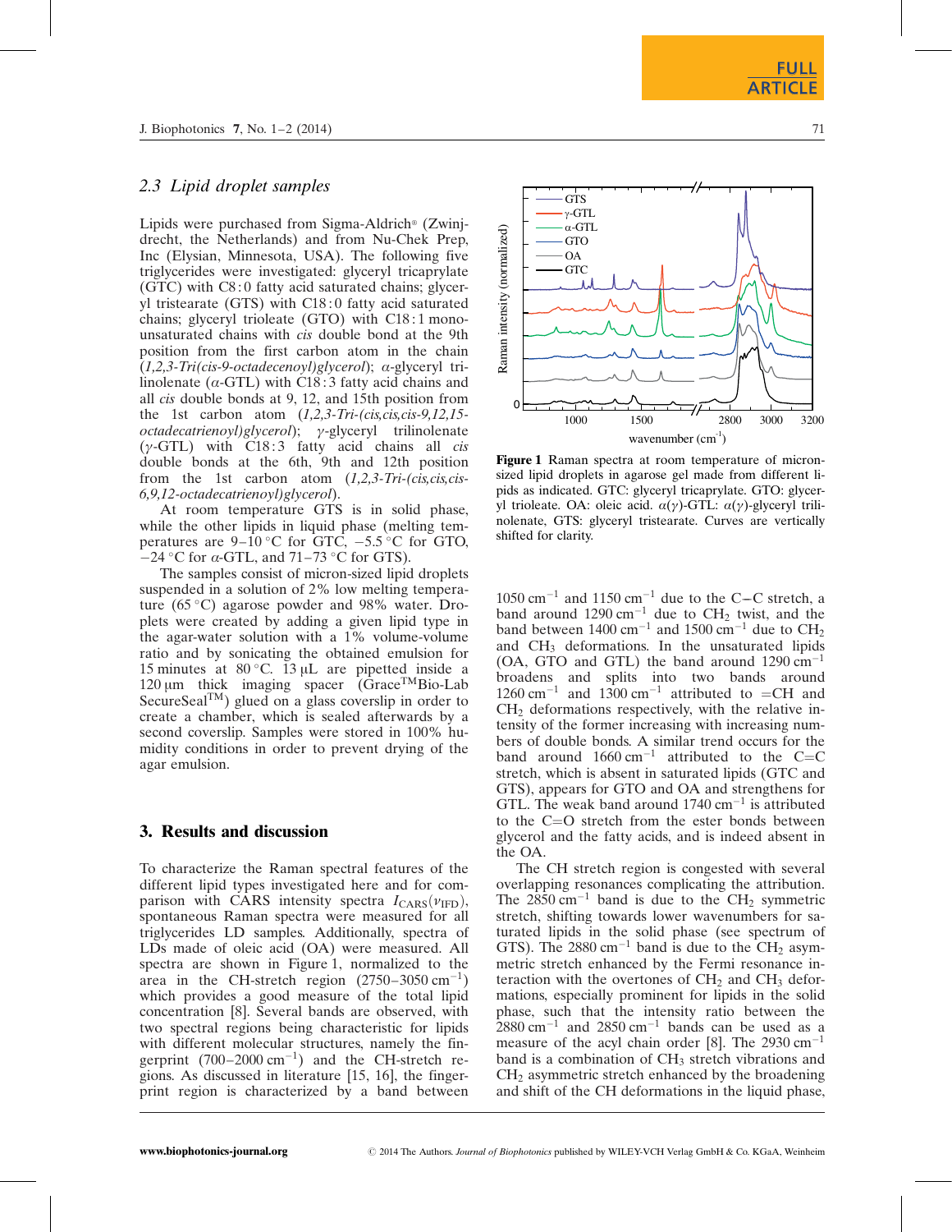## 2.3 Lipid droplet samples

Lipids were purchased from Sigma-Aldrich® (Zwijndrecht, the Netherlands) and from Nu-Chek Prep, Inc (Elysian, Minnesota, USA). The following five triglycerides were investigated: glyceryl tricaprylate (GTC) with C8 : 0 fatty acid saturated chains; glyceryl tristearate (GTS) with C18 : 0 fatty acid saturated chains; glyceryl trioleate (GTO) with C18 : 1 monounsaturated chains with *cis* double bond at the 9th position from the first carbon atom in the chain (*1,2,3-Tri(cis-9-octadecenoyl)glycerol*); α-glyceryl trilinolenate (α-GTL) with C18 : 3 fatty acid chains and all *cis* double bonds at 9, 12, and 15th position from the 1st carbon atom (*1,2,3-Tri-(cis,cis,cis-9,12,15-octadecatrienoyl)glycerol*); γ-glyceryl trilinolenate (γ-GTL) with C18 : 3 fatty acid chains all *cis* double bonds at the 6th, 9th and 12th position from the 1st carbon atom (*1,2,3-Tri-(cis,cis,cis-6,9,12-octadecatrienoyl)glycerol*).

At room temperature GTS is in solid phase, while the other lipids in liquid phase (melting temperatures are 9–10 °C for GTC, −5.5 °C for GTO, −24 °C for α-GTL, and 71–73 °C for GTS).

The samples consist of micron-sized lipid droplets suspended in a solution of 2% low melting temperature (65 °C) agarose powder and 98% water. Droplets were created by adding a given lipid type in the agar-water solution with a 1% volume-volume ratio and by sonicating the obtained emulsion for 15 minutes at 80 °C. 13 μL are pipetted inside a 120 μm thick imaging spacer (Grace™Bio-Lab SecureSeal™) glued on a glass coverslip in order to create a chamber, which is sealed afterwards by a second coverslip. Samples were stored in 100% humidity conditions in order to prevent drying of the agar emulsion.

# 3. Results and discussion

To characterize the Raman spectral features of the different lipid types investigated here and for comparison with CARS intensity spectra $I_{CARS}(\nu_{IFD})$, spontaneous Raman spectra were measured for all triglycerides LD samples. Additionally, spectra of LDs made of oleic acid (OA) were measured. All spectra are shown in Figure 1, normalized to the area in the CH-stretch region (2750–3050 cm$^{-1}$) which provides a good measure of the total lipid concentration [8]. Several bands are observed, with two spectral regions being characteristic for lipids with different molecular structures, namely the fingerprint (700–2000 cm$^{-1}$) and the CH-stretch regions. As discussed in literature [15, 16], the fingerprint region is characterized by a band between 1050 cm$^{-1}$ and 1150 cm$^{-1}$ due to the C−C stretch, a band around 1290 cm$^{-1}$ due to $CH_2$ twist, and the band between 1400 cm$^{-1}$ and 1500 cm$^{-1}$ due to $CH_2$ and $CH_3$ deformations. In the unsaturated lipids (OA, GTO and GTL) the band around 1290 cm$^{-1}$ broadens and splits into two bands around 1260 cm$^{-1}$ and 1300 cm$^{-1}$ attributed to =CH and $CH_2$ deformations respectively, with the relative intensity of the former increasing with increasing numbers of double bonds. A similar trend occurs for the band around 1660 cm$^{-1}$ attributed to the C=C stretch, which is absent in saturated lipids (GTC and GTS), appears for GTO and OA and strengthens for GTL. The weak band around 1740 cm$^{-1}$ is attributed to the C=O stretch from the ester bonds between glycerol and the fatty acids, and is indeed absent in the OA.

Figure 1 Raman spectra at room temperature of micron-sized lipid droplets in agarose gel made from different lipids as indicated. GTC: glyceryl tricaprylate. GTO: glyceryl trioleate. OA: oleic acid. α(γ)-GTL: α(γ)-glyceryl trilinolenate, GTS: glyceryl tristearate. Curves are vertically shifted for clarity.

The CH stretch region is congested with several overlapping resonances complicating the attribution. The 2850 cm$^{-1}$ band is due to the $CH_2$ symmetric stretch, shifting towards lower wavenumbers for saturated lipids in the solid phase (see spectrum of GTS). The 2880 cm$^{-1}$ band is due to the $CH_2$ asymmetric stretch enhanced by the Fermi resonance interaction with the overtones of $CH_2$ and $CH_3$ deformations, especially prominent for lipids in the solid phase, such that the intensity ratio between the 2880 cm$^{-1}$ and 2850 cm$^{-1}$ bands can be used as a measure of the acyl chain order [8]. The 2930 cm$^{-1}$ band is a combination of $CH_3$ stretch vibrations and $CH_2$ asymmetric stretch enhanced by the broadening and shift of the CH deformations in the liquid phase,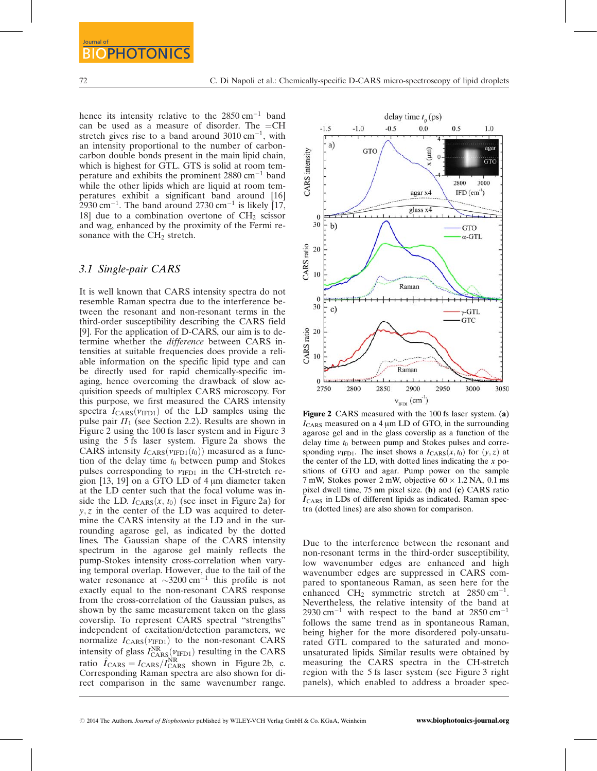hence its intensity relative to the $2850\,\text{cm}^{-1}$ band can be used as a measure of disorder. The =CH stretch gives rise to a band around $3010\,\text{cm}^{-1}$, with an intensity proportional to the number of carbon-carbon double bonds present in the main lipid chain, which is highest for GTL. GTS is solid at room temperature and exhibits the prominent $2880\,\text{cm}^{-1}$ band while the other lipids which are liquid at room temperatures exhibit a significant band around [16] $2930\,\text{cm}^{-1}$. The band around $2730\,\text{cm}^{-1}$ is likely [17, 18] due to a combination overtone of $CH_2$ scissor and wag, enhanced by the proximity of the Fermi resonance with the $CH_2$ stretch.

### 3.1 Single-pair CARS

It is well known that CARS intensity spectra do not resemble Raman spectra due to the interference between the resonant and non-resonant terms in the third-order susceptibility describing the CARS field [9]. For the application of D-CARS, our aim is to determine whether the *difference* between CARS intensities at suitable frequencies does provide a reliable information on the specific lipid type and can be directly used for rapid chemically-specific imaging, hence overcoming the drawback of slow acquisition speeds of multiplex CARS microscopy. For this purpose, we first measured the CARS intensity spectra $I_{\text{CARS}}(\nu_{\text{IFD1}})$ of the LD samples using the pulse pair $\Pi_1$ (see Section 2.2). Results are shown in Figure 2 using the 100 fs laser system and in Figure 3 using the 5 fs laser system. Figure 2a shows the CARS intensity $I_{\text{CARS}}(\nu_{\text{IFD1}}(t_0))$ measured as a function of the delay time $t_0$ between pump and Stokes pulses corresponding to $\nu_{\text{IFD1}}$ in the CH-stretch region [13, 19] on a GTO LD of 4 μm diameter taken at the LD center such that the focal volume was inside the LD. $I_{\text{CARS}}(x, t_0)$ (see inset in Figure 2a) for $y, z$ in the center of the LD was acquired to determine the CARS intensity at the LD and in the surrounding agarose gel, as indicated by the dotted lines. The Gaussian shape of the CARS intensity spectrum in the agarose gel mainly reflects the pump-Stokes intensity cross-correlation when varying temporal overlap. However, due to the tail of the water resonance at $\sim 3200\,\text{cm}^{-1}$ this profile is not exactly equal to the non-resonant CARS response from the cross-correlation of the Gaussian pulses, as shown by the same measurement taken on the glass coverslip. To represent CARS spectral "strengths" independent of excitation/detection parameters, we normalize $I_{\text{CARS}}(\nu_{\text{IFD1}})$ to the non-resonant CARS intensity of glass $I^{\text{NR}}_{\text{CARS}}(\nu_{\text{IFD1}})$ resulting in the CARS ratio $\hat{I}_{\text{CARS}} = I_{\text{CARS}}/I^{\text{NR}}_{\text{CARS}}$ shown in Figure 2b, c. Corresponding Raman spectra are also shown for direct comparison in the same wavenumber range.

**Figure 2** CARS measured with the 100 fs laser system. (**a**) $I_{\text{CARS}}$ measured on a 4 μm LD of GTO, in the surrounding agarose gel and in the glass coverslip as a function of the delay time $t_0$ between pump and Stokes pulses and corresponding $\nu_{\text{IFD1}}$. The inset shows a $I_{\text{CARS}}(x, t_0)$ for $(y, z)$ at the center of the LD, with dotted lines indicating the $x$ positions of GTO and agar. Pump power on the sample 7 mW, Stokes power 2 mW, objective $60 \times 1.2$ NA, 0.1 ms pixel dwell time, 75 nm pixel size. (**b**) and (**c**) CARS ratio $\hat{I}_{\text{CARS}}$ in LDs of different lipids as indicated. Raman spectra (dotted lines) are also shown for comparison.

Due to the interference between the resonant and non-resonant terms in the third-order susceptibility, low wavenumber edges are enhanced and high wavenumber edges are suppressed in CARS compared to spontaneous Raman, as seen here for the enhanced $CH_2$ symmetric stretch at $2850\,\text{cm}^{-1}$. Nevertheless, the relative intensity of the band at $2930\,\text{cm}^{-1}$ with respect to the band at $2850\,\text{cm}^{-1}$ follows the same trend as in spontaneous Raman, being higher for the more disordered poly-unsaturated GTL compared to the saturated and mono-unsaturated lipids. Similar results were obtained by measuring the CARS spectra in the CH-stretch region with the 5 fs laser system (see Figure 3 right panels), which enabled to address a broader spec-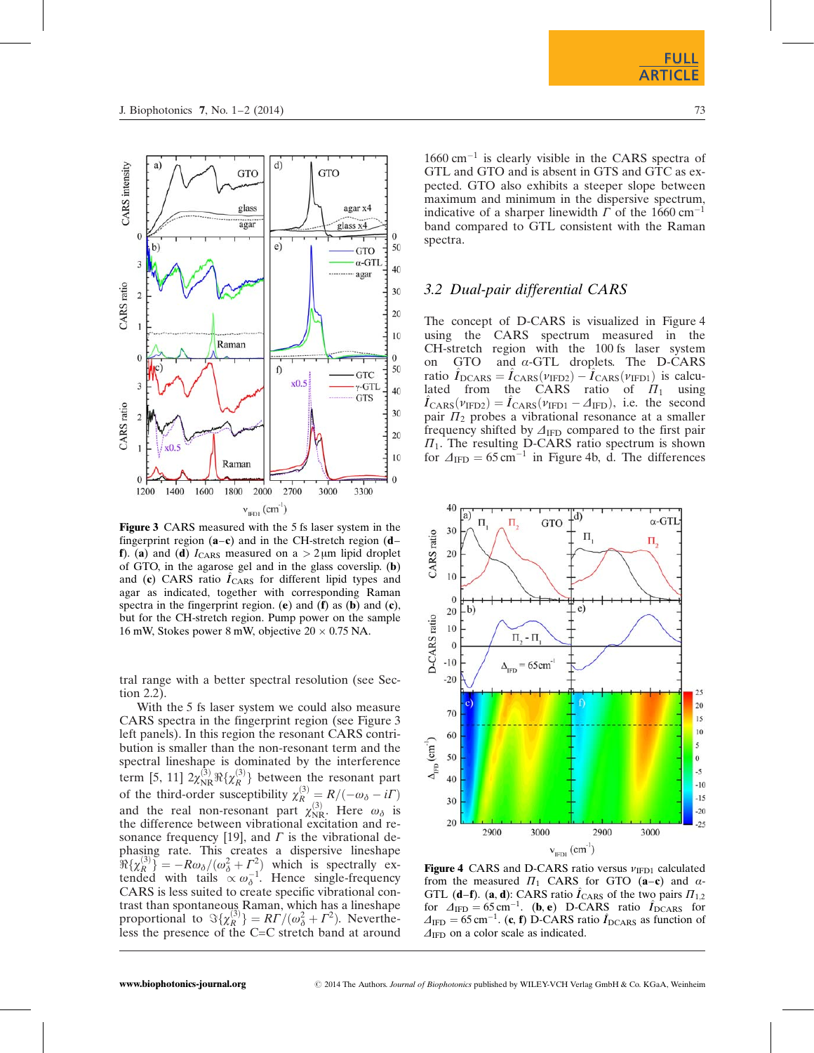Figure 3 CARS measured with the 5 fs laser system in the fingerprint region (**a**–**c**) and in the CH-stretch region (**d**–**f**). (**a**) and (**d**) $I_{\mathrm{CARS}}$ measured on a $>2\,\mu$m lipid droplet of GTO, in the agarose gel and in the glass coverslip. (**b**) and (**c**) CARS ratio $\hat{I}_{\mathrm{CARS}}$ for different lipid types and agar as indicated, together with corresponding Raman spectra in the fingerprint region. (**e**) and (**f**) as (**b**) and (**c**), but for the CH-stretch region. Pump power on the sample 16 mW, Stokes power 8 mW, objective 20 × 0.75 NA.

tral range with a better spectral resolution (see Section 2.2).

With the 5 fs laser system we could also measure CARS spectra in the fingerprint region (see Figure 3 left panels). In this region the resonant CARS contribution is smaller than the non-resonant term and the spectral lineshape is dominated by the interference term [5, 11] $2\chi^{(3)}_{\mathrm{NR}}\Re\{\chi^{(3)}_R\}$ between the resonant part of the third-order susceptibility $\chi^{(3)}_R = R/(-\omega_\delta - i\Gamma)$ and the real non-resonant part $\chi^{(3)}_{\mathrm{NR}}$. Here $\omega_\delta$ is the difference between vibrational excitation and resonance frequency [19], and $\Gamma$ is the vibrational dephasing rate. This creates a dispersive lineshape $\Re\{\chi^{(3)}_R\} = -R\omega_\delta/(\omega_\delta^2 + \Gamma^2)$ which is spectrally extended with tails $\propto \omega_\delta^{-1}$. Hence single-frequency CARS is less suited to create specific vibrational contrast than spontaneous Raman, which has a lineshape proportional to $\Im\{\chi^{(3)}_R\} = R\Gamma/(\omega_\delta^2 + \Gamma^2)$. Nevertheless the presence of the C=C stretch band at around 1660 cm$^{-1}$ is clearly visible in the CARS spectra of GTL and GTO and is absent in GTS and GTC as expected. GTO also exhibits a steeper slope between maximum and minimum in the dispersive spectrum, indicative of a sharper linewidth $\Gamma$ of the 1660 cm$^{-1}$ band compared to GTL consistent with the Raman spectra.

## 3.2 Dual-pair differential CARS

The concept of D-CARS is visualized in Figure 4 using the CARS spectrum measured in the CH-stretch region with the 100 fs laser system on GTO and $\alpha$-GTL droplets. The D-CARS ratio $\hat{I}_{\mathrm{DCARS}} = \hat{I}_{\mathrm{CARS}}(\nu_{\mathrm{IFD2}}) - \hat{I}_{\mathrm{CARS}}(\nu_{\mathrm{IFD1}})$ is calculated from the CARS ratio of $\Pi_1$ using $\hat{I}_{\mathrm{CARS}}(\nu_{\mathrm{IFD2}}) = \hat{I}_{\mathrm{CARS}}(\nu_{\mathrm{IFD1}} - \Delta_{\mathrm{IFD}})$, i.e. the second pair $\Pi_2$ probes a vibrational resonance at a smaller frequency shifted by $\Delta_{\mathrm{IFD}}$ compared to the first pair $\Pi_1$. The resulting D-CARS ratio spectrum is shown for $\Delta_{\mathrm{IFD}} = 65$ cm$^{-1}$ in Figure 4b, d. The differences

Figure 4 CARS and D-CARS ratio versus $\nu_{\mathrm{IFD1}}$ calculated from the measured $\Pi_1$ CARS for GTO (**a**–**c**) and $\alpha$-GTL (**d**–**f**). (**a**, **d**): CARS ratio $\hat{I}_{\mathrm{CARS}}$ of the two pairs $\Pi_{1,2}$ for $\Delta_{\mathrm{IFD}} = 65$ cm$^{-1}$. (**b**, **e**) D-CARS ratio $\hat{I}_{\mathrm{DCARS}}$ for $\Delta_{\mathrm{IFD}} = 65$ cm$^{-1}$. (**c**, **f**) D-CARS ratio $\hat{I}_{\mathrm{DCARS}}$ as function of $\Delta_{\mathrm{IFD}}$ on a color scale as indicated.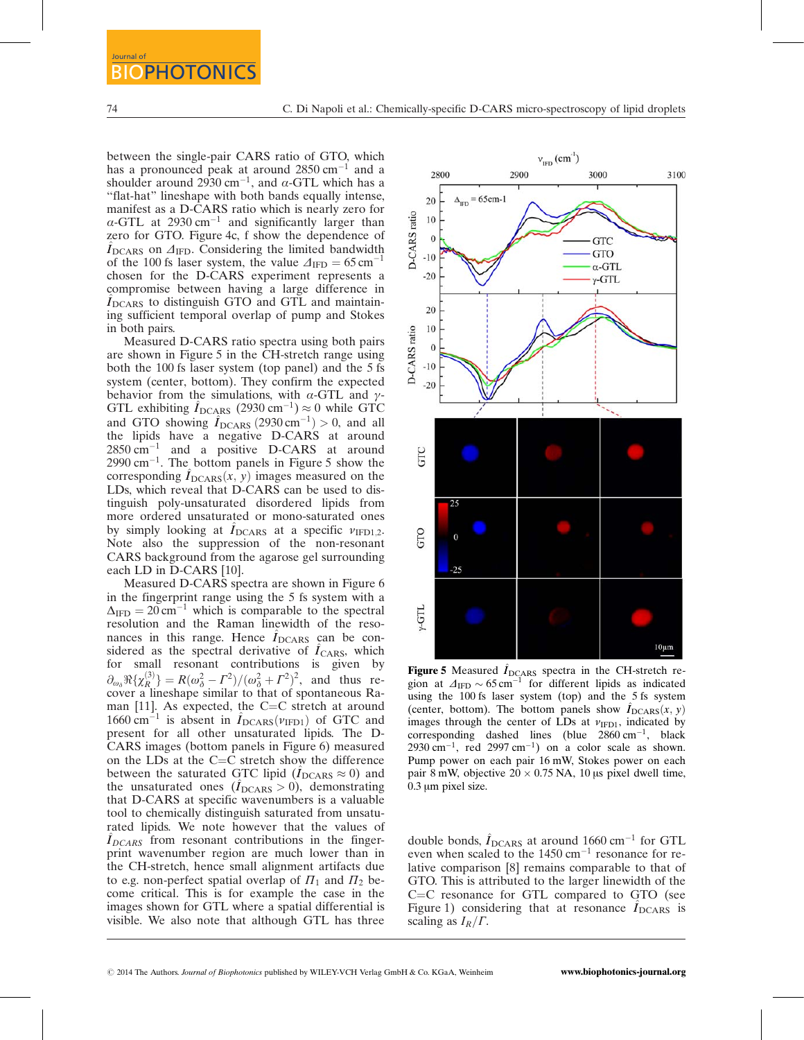between the single-pair CARS ratio of GTO, which has a pronounced peak at around 2850 cm$^{-1}$ and a shoulder around 2930 cm$^{-1}$, and $\alpha$-GTL which has a "flat-hat" lineshape with both bands equally intense, manifest as a D-CARS ratio which is nearly zero for $\alpha$-GTL at 2930 cm$^{-1}$ and significantly larger than zero for GTO. Figure 4c, f show the dependence of $\hat{I}_{\mathrm{DCARS}}$ on $\Delta_{\mathrm{IFD}}$. Considering the limited bandwidth of the 100 fs laser system, the value $\Delta_{\mathrm{IFD}} = 65$ cm$^{-1}$ chosen for the D-CARS experiment represents a compromise between having a large difference in $\hat{I}_{\mathrm{DCARS}}$ to distinguish GTO and GTL and maintaining sufficient temporal overlap of pump and Stokes in both pairs.

Measured D-CARS ratio spectra using both pairs are shown in Figure 5 in the CH-stretch range using both the 100 fs laser system (top panel) and the 5 fs system (center, bottom). They confirm the expected behavior from the simulations, with $\alpha$-GTL and $\gamma$-GTL exhibiting $\hat{I}_{\mathrm{DCARS}}$ (2930 cm$^{-1}$) $\approx 0$ while GTC and GTO showing $\hat{I}_{\mathrm{DCARS}}$ (2930 cm$^{-1}$) $> 0$, and all the lipids have a negative D-CARS at around 2850 cm$^{-1}$ and a positive D-CARS at around 2990 cm$^{-1}$. The bottom panels in Figure 5 show the corresponding $\hat{I}_{\mathrm{DCARS}}(x, y)$ images measured on the LDs, which reveal that D-CARS can be used to distinguish poly-unsaturated disordered lipids from more ordered unsaturated or mono-saturated ones by simply looking at $\hat{I}_{\mathrm{DCARS}}$ at a specific $\nu_{\mathrm{IFD1,2}}$. Note also the suppression of the non-resonant CARS background from the agarose gel surrounding each LD in D-CARS [10].

Measured D-CARS spectra are shown in Figure 6 in the fingerprint range using the 5 fs system with a $\Delta_{\mathrm{IFD}} = 20$ cm$^{-1}$ which is comparable to the spectral resolution and the Raman linewidth of the resonances in this range. Hence $\hat{I}_{\mathrm{DCARS}}$ can be considered as the spectral derivative of $\hat{I}_{\mathrm{CARS}}$, which for small resonant contributions is given by $\partial_{\omega_\delta} \Re\{\chi_R^{(3)}\} = R(\omega_\delta^2 - \Gamma^2)/(\omega_\delta^2 + \Gamma^2)^2$, and thus recover a lineshape similar to that of spontaneous Raman [11]. As expected, the C=C stretch at around 1660 cm$^{-1}$ is absent in $\hat{I}_{\mathrm{DCARS}}(\nu_{\mathrm{IFD1}})$ of GTC and present for all other unsaturated lipids. The D-CARS images (bottom panels in Figure 6) measured on the LDs at the C=C stretch show the difference between the saturated GTC lipid ($\hat{I}_{\mathrm{DCARS}} \approx 0$) and the unsaturated ones ($\hat{I}_{\mathrm{DCARS}} > 0$), demonstrating that D-CARS at specific wavenumbers is a valuable tool to chemically distinguish saturated from unsaturated lipids. We note however that the values of $\hat{I}_{DCARS}$ from resonant contributions in the fingerprint wavenumber region are much lower than in the CH-stretch, hence small alignment artifacts due to e.g. non-perfect spatial overlap of $\Pi_1$ and $\Pi_2$ become critical. This is for example the case in the images shown for GTL where a spatial differential is visible. We also note that although GTL has three double bonds, $\hat{I}_{\mathrm{DCARS}}$ at around 1660 cm$^{-1}$ for GTL even when scaled to the 1450 cm$^{-1}$ resonance for relative comparison [8] remains comparable to that of GTO. This is attributed to the larger linewidth of the C=C resonance for GTL compared to GTO (see Figure 1) considering that at resonance $\hat{I}_{\mathrm{DCARS}}$ is scaling as $I_R/\Gamma$.

**Figure 5** Measured $\hat{I}_{\mathrm{DCARS}}$ spectra in the CH-stretch region at $\Delta_{\mathrm{IFD}} \sim 65$ cm$^{-1}$ for different lipids as indicated using the 100 fs laser system (top) and the 5 fs system (center, bottom). The bottom panels show $\hat{I}_{\mathrm{DCARS}}(x, y)$ images through the center of LDs at $\nu_{\mathrm{IFD1}}$, indicated by corresponding dashed lines (blue 2860 cm$^{-1}$, black 2930 cm$^{-1}$, red 2997 cm$^{-1}$) on a color scale as shown. Pump power on each pair 16 mW, Stokes power on each pair 8 mW, objective 20 × 0.75 NA, 10 µs pixel dwell time, 0.3 µm pixel size.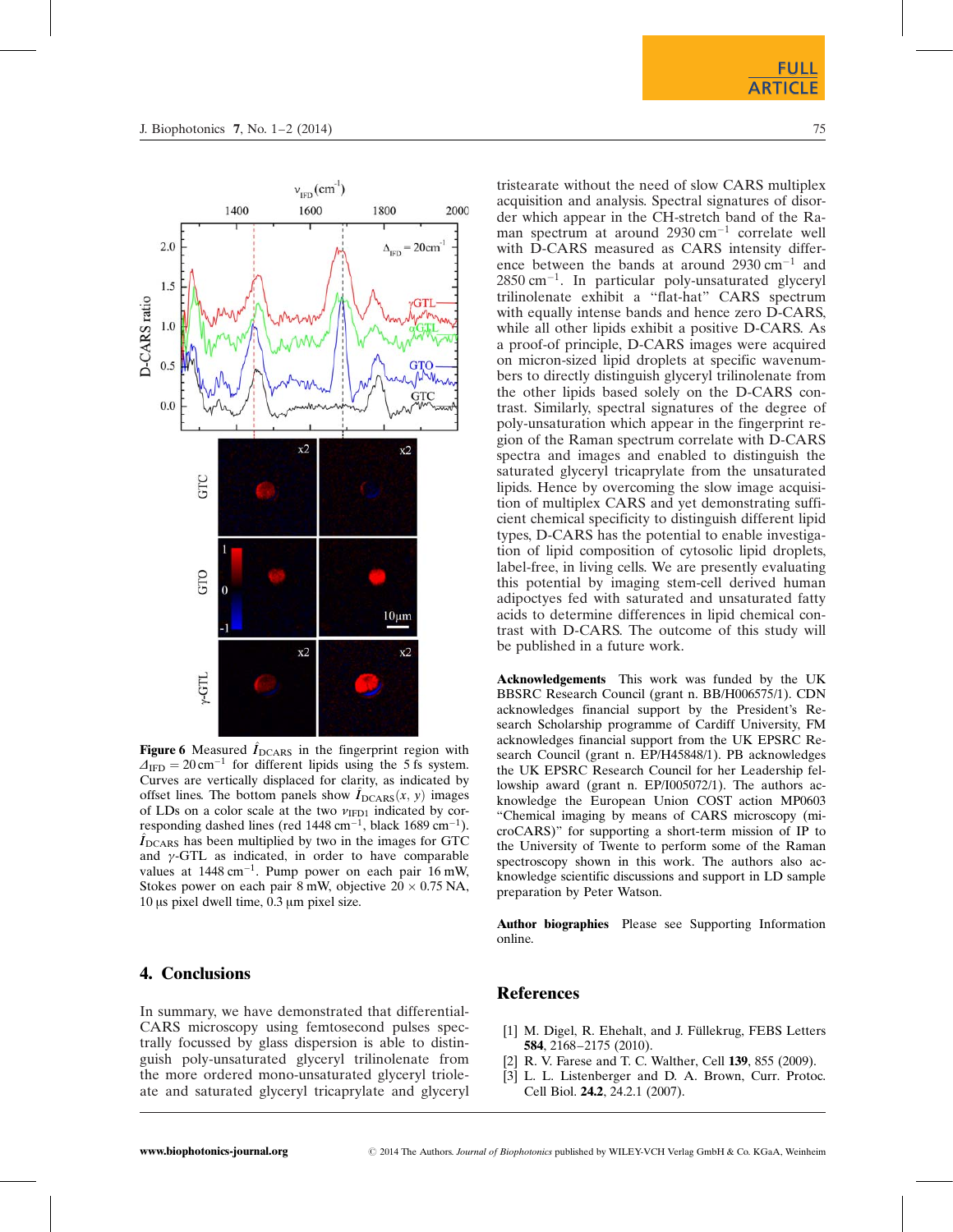Figure 6 Measured $\bar{I}_{DCARS}$ in the fingerprint region with $\Delta_{IFD} = 20\,cm^{-1}$ for different lipids using the 5 fs system. Curves are vertically displaced for clarity, as indicated by offset lines. The bottom panels show $\bar{I}_{DCARS}(x, y)$ images of LDs on a color scale at the two $\nu_{IFD1}$ indicated by corresponding dashed lines (red 1448 $cm^{-1}$, black 1689 $cm^{-1}$). $\bar{I}_{DCARS}$ has been multiplied by two in the images for GTC and $\gamma$-GTL as indicated, in order to have comparable values at 1448 $cm^{-1}$. Pump power on each pair 16 mW, Stokes power on each pair 8 mW, objective 20 × 0.75 NA, 10 µs pixel dwell time, 0.3 µm pixel size.

## 4. Conclusions

In summary, we have demonstrated that differential-CARS microscopy using femtosecond pulses spectrally focussed by glass dispersion is able to distinguish poly-unsaturated glyceryl trilinolenate from the more ordered mono-unsaturated glyceryl trioleate and saturated glyceryl tricaprylate and glyceryl tristearate without the need of slow CARS multiplex acquisition and analysis. Spectral signatures of disorder which appear in the CH-stretch band of the Raman spectrum at around 2930 $cm^{-1}$ correlate well with D-CARS measured as CARS intensity difference between the bands at around 2930 $cm^{-1}$ and 2850 $cm^{-1}$. In particular poly-unsaturated glyceryl trilinolenate exhibit a "flat-hat" CARS spectrum with equally intense bands and hence zero D-CARS, while all other lipids exhibit a positive D-CARS. As a proof-of principle, D-CARS images were acquired on micron-sized lipid droplets at specific wavenumbers to directly distinguish glyceryl trilinolenate from the other lipids based solely on the D-CARS contrast. Similarly, spectral signatures of the degree of poly-unsaturation which appear in the fingerprint region of the Raman spectrum correlate with D-CARS spectra and images and enabled to distinguish the saturated glyceryl tricaprylate from the unsaturated lipids. Hence by overcoming the slow image acquisition of multiplex CARS and yet demonstrating sufficient chemical specificity to distinguish different lipid types, D-CARS has the potential to enable investigation of lipid composition of cytosolic lipid droplets, label-free, in living cells. We are presently evaluating this potential by imaging stem-cell derived human adipoctyes fed with saturated and unsaturated fatty acids to determine differences in lipid chemical contrast with D-CARS. The outcome of this study will be published in a future work.

**Acknowledgements** This work was funded by the UK BBSRC Research Council (grant n. BB/H006575/1). CDN acknowledges financial support by the President's Research Scholarship programme of Cardiff University, FM acknowledges financial support from the UK EPSRC Research Council (grant n. EP/H45848/1). PB acknowledges the UK EPSRC Research Council for her Leadership fellowship award (grant n. EP/I005072/1). The authors acknowledge the European Union COST action MP0603 "Chemical imaging by means of CARS microscopy (microCARS)" for supporting a short-term mission of IP to the University of Twente to perform some of the Raman spectroscopy shown in this work. The authors also acknowledge scientific discussions and support in LD sample preparation by Peter Watson.

**Author biographies** Please see Supporting Information online.

## References

[1] M. Digel, R. Ehehalt, and J. Füllekrug, FEBS Letters **584**, 2168–2175 (2010).

[2] R. V. Farese and T. C. Walther, Cell **139**, 855 (2009).

[3] L. L. Listenberger and D. A. Brown, Curr. Protoc. Cell Biol. **24.2**, 24.2.1 (2007).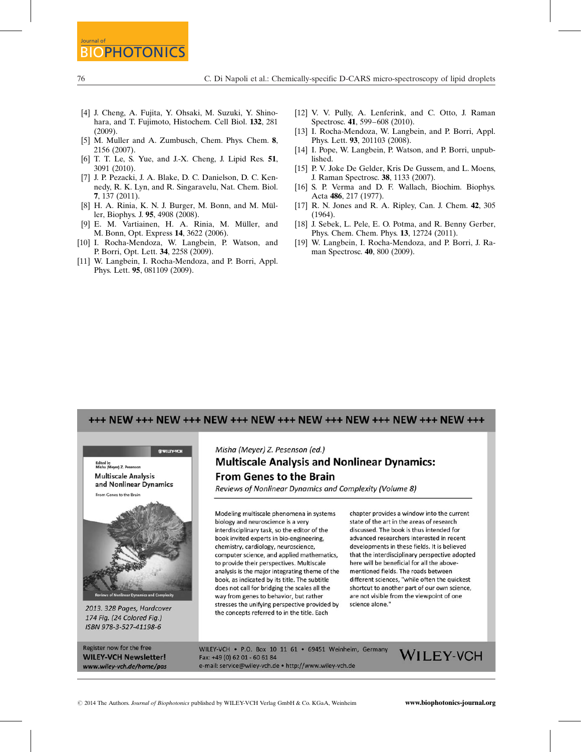[4] J. Cheng, A. Fujita, Y. Ohsaki, M. Suzuki, Y. Shinohara, and T. Fujimoto, Histochem. Cell Biol. **132**, 281 (2009).

[5] M. Muller and A. Zumbusch, Chem. Phys. Chem. **8**, 2156 (2007).

[6] T. T. Le, S. Yue, and J.-X. Cheng, J. Lipid Res. **51**, 3091 (2010).

[7] J. P. Pezacki, J. A. Blake, D. C. Danielson, D. C. Kennedy, R. K. Lyn, and R. Singaravelu, Nat. Chem. Biol. **7**, 137 (2011).

[8] H. A. Rinia, K. N. J. Burger, M. Bonn, and M. Müller, Biophys. J. **95**, 4908 (2008).

[9] E. M. Vartiainen, H. A. Rinia, M. Müller, and M. Bonn, Opt. Express **14**, 3622 (2006).

[10] I. Rocha-Mendoza, W. Langbein, P. Watson, and P. Borri, Opt. Lett. **34**, 2258 (2009).

[11] W. Langbein, I. Rocha-Mendoza, and P. Borri, Appl. Phys. Lett. **95**, 081109 (2009).

[12] V. V. Pully, A. Lenferink, and C. Otto, J. Raman Spectrosc. **41**, 599–608 (2010).

[13] I. Rocha-Mendoza, W. Langbein, and P. Borri, Appl. Phys. Lett. **93**, 201103 (2008).

[14] I. Pope, W. Langbein, P. Watson, and P. Borri, unpublished.

[15] P. V. Joke De Gelder, Kris De Gussem, and L. Moens, J. Raman Spectrosc. **38**, 1133 (2007).

[16] S. P. Verma and D. F. Wallach, Biochim. Biophys. Acta **486**, 217 (1977).

[17] R. N. Jones and R. A. Ripley, Can. J. Chem. **42**, 305 (1964).

[18] J. Sebek, L. Pele, E. O. Potma, and R. Benny Gerber, Phys. Chem. Chem. Phys. **13**, 12724 (2011).

[19] W. Langbein, I. Rocha-Mendoza, and P. Borri, J. Raman Spectrosc. **40**, 800 (2009).

+++ NEW +++ NEW +++ NEW +++ NEW +++ NEW +++ NEW +++ NEW +++ NEW +++

*Misha (Meyer) Z. Pesenson (ed.)*

**Multiscale Analysis and Nonlinear Dynamics: From Genes to the Brain**

*Reviews of Nonlinear Dynamics and Complexity (Volume 8)*

*2013. 328 Pages, Hardcover*
*174 Fig. (24 Colored Fig.)*
*ISBN 978-3-527-41198-6*

Modeling multiscale phenomena in systems biology and neuroscience is a very interdisciplinary task, so the editor of the book invited experts in bio-engineering, chemistry, cardiology, neuroscience, computer science, and applied mathematics, to provide their perspectives. Multiscale analysis is the major integrating theme of the book, as indicated by its title. The subtitle does not call for bridging the scales all the way from genes to behavior, but rather stresses the unifying perspective provided by the concepts referred to in the title. Each chapter provides a window into the current state of the art in the areas of research discussed. The book is thus intended for advanced researchers interested in recent developments in these fields. It is believed that the interdisciplinary perspective adopted here will be beneficial for all the above-mentioned fields. The roads between different sciences, "while often the quickest shortcut to another part of our own science, are not visible from the viewpoint of one science alone."

Register now for the free **WILEY-VCH Newsletter!** *www.wiley-vch.de/home/pas*

WILEY-VCH • P.O. Box 10 11 61 • 69451 Weinheim, Germany
Fax: +49 (0) 62 01 - 60 61 84
e-mail: service@wiley-vch.de • http://www.wiley-vch.de

WILEY-VCH

© 2014 The Authors. *Journal of Biophotonics* published by WILEY-VCH Verlag GmbH & Co. KGaA, Weinheim